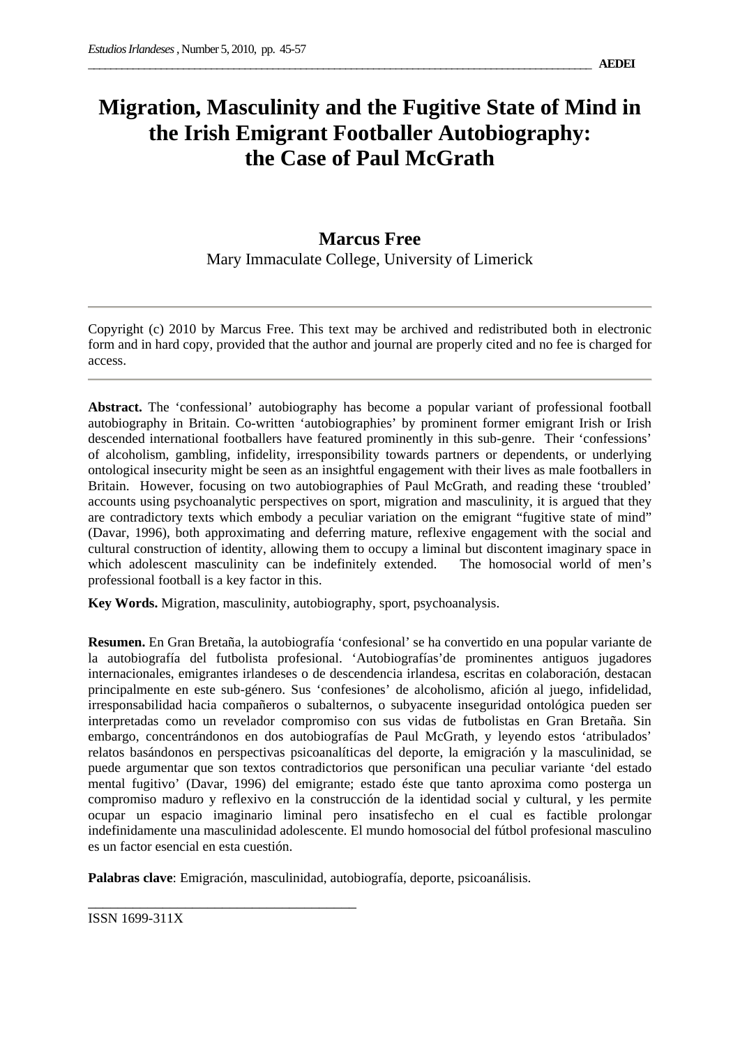# Migration, Masculinity and the Fugitive State of Mind in the Irish Emigrant Footballer Autobiography: the Case of Paul McGrath

**Marcus Free**

Mary Immaculate College, University of Limerick

Copyright (c) 2010 by Marcus Free. This text may be archived and redistributed both in electronic form and in hard copy, provided that the author and journal are properly cited and no fee is charged for access.

**Abstract.** The 'confessional' autobiography has become a popular variant of professional football autobiography in Britain. Co-written 'autobiographies' by prominent former emigrant Irish or Irish descended international footballers have featured prominently in this sub-genre. Their 'confessions' of alcoholism, gambling, infidelity, irresponsibility towards partners or dependents, or underlying ontological insecurity might be seen as an insightful engagement with their lives as male footballers in Britain. However, focusing on two autobiographies of Paul McGrath, and reading these 'troubled' accounts using psychoanalytic perspectives on sport, migration and masculinity, it is argued that they are contradictory texts which embody a peculiar variation on the emigrant "fugitive state of mind" (Davar, 1996), both approximating and deferring mature, reflexive engagement with the social and cultural construction of identity, allowing them to occupy a liminal but discontent imaginary space in which adolescent masculinity can be indefinitely extended. The homosocial world of men's professional football is a key factor in this.

**Key Words.** Migration, masculinity, autobiography, sport, psychoanalysis.

**Resumen.** En Gran Bretaña, la autobiografía 'confesional' se ha convertido en una popular variante de la autobiografía del futbolista profesional. 'Autobiografías'de prominentes antiguos jugadores internacionales, emigrantes irlandeses o de descendencia irlandesa, escritas en colaboración, destacan principalmente en este sub-género. Sus 'confesiones' de alcoholismo, afición al juego, infidelidad, irresponsabilidad hacia compañeros o subalternos, o subyacente inseguridad ontológica pueden ser interpretadas como un revelador compromiso con sus vidas de futbolistas en Gran Bretaña. Sin embargo, concentrándonos en dos autobiografías de Paul McGrath, y leyendo estos 'atribulados' relatos basándonos en perspectivas psicoanalíticas del deporte, la emigración y la masculinidad, se puede argumentar que son textos contradictorios que personifican una peculiar variante 'del estado mental fugitivo' (Davar, 1996) del emigrante; estado éste que tanto aproxima como posterga un compromiso maduro y reflexivo en la construcción de la identidad social y cultural, y les permite ocupar un espacio imaginario liminal pero insatisfecho en el cual es factible prolongar indefinidamente una masculinidad adolescente. El mundo homosocial del fútbol profesional masculino es un factor esencial en esta cuestión.

**Palabras clave**: Emigración, masculinidad, autobiografía, deporte, psicoanálisis.

ISSN 1699-311X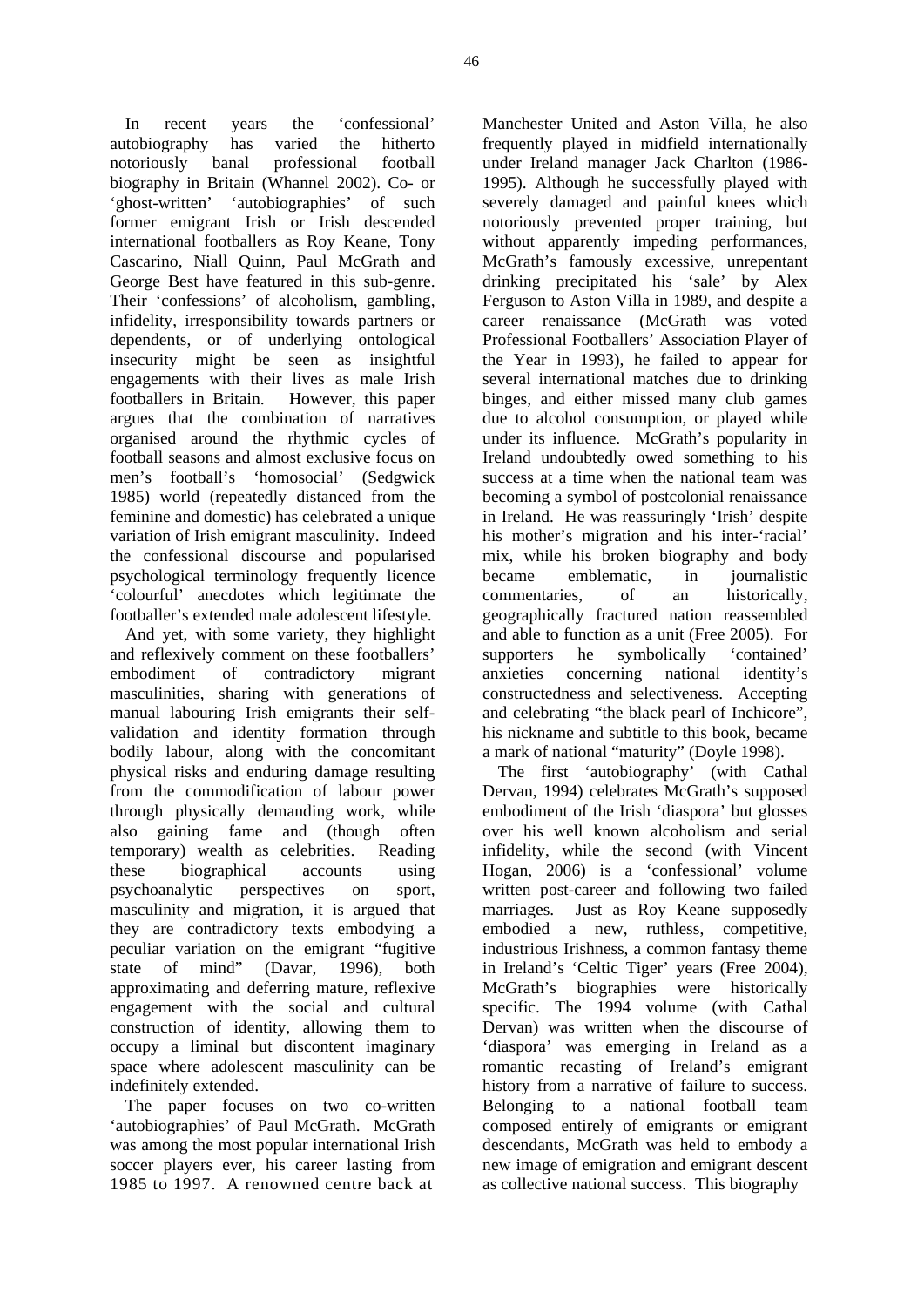In recent years the 'confessional' autobiography has varied the hitherto notoriously banal professional football biography in Britain (Whannel 2002). Co- or 'ghost-written' 'autobiographies' of such former emigrant Irish or Irish descended international footballers as Roy Keane, Tony Cascarino, Niall Quinn, Paul McGrath and George Best have featured in this sub-genre. Their 'confessions' of alcoholism, gambling, infidelity, irresponsibility towards partners or dependents, or of underlying ontological insecurity might be seen as insightful engagements with their lives as male Irish footballers in Britain. However, this paper argues that the combination of narratives organised around the rhythmic cycles of football seasons and almost exclusive focus on men's football's 'homosocial' (Sedgwick 1985) world (repeatedly distanced from the feminine and domestic) has celebrated a unique variation of Irish emigrant masculinity. Indeed the confessional discourse and popularised psychological terminology frequently licence 'colourful' anecdotes which legitimate the footballer's extended male adolescent lifestyle.

And yet, with some variety, they highlight and reflexively comment on these footballers' embodiment of contradictory migrant masculinities, sharing with generations of manual labouring Irish emigrants their self-validation and identity formation through bodily labour, along with the concomitant physical risks and enduring damage resulting from the commodification of labour power through physically demanding work, while also gaining fame and (though often temporary) wealth as celebrities. Reading these biographical accounts using psychoanalytic perspectives on sport, masculinity and migration, it is argued that they are contradictory texts embodying a peculiar variation on the emigrant "fugitive state of mind" (Davar, 1996), both approximating and deferring mature, reflexive engagement with the social and cultural construction of identity, allowing them to occupy a liminal but discontent imaginary space where adolescent masculinity can be indefinitely extended.

The paper focuses on two co-written 'autobiographies' of Paul McGrath. McGrath was among the most popular international Irish soccer players ever, his career lasting from 1985 to 1997. A renowned centre back at Manchester United and Aston Villa, he also frequently played in midfield internationally under Ireland manager Jack Charlton (1986-1995). Although he successfully played with severely damaged and painful knees which notoriously prevented proper training, but without apparently impeding performances, McGrath's famously excessive, unrepentant drinking precipitated his 'sale' by Alex Ferguson to Aston Villa in 1989, and despite a career renaissance (McGrath was voted Professional Footballers' Association Player of the Year in 1993), he failed to appear for several international matches due to drinking binges, and either missed many club games due to alcohol consumption, or played while under its influence. McGrath's popularity in Ireland undoubtedly owed something to his success at a time when the national team was becoming a symbol of postcolonial renaissance in Ireland. He was reassuringly 'Irish' despite his mother's migration and his inter-'racial' mix, while his broken biography and body became emblematic, in journalistic commentaries, of an historically, geographically fractured nation reassembled and able to function as a unit (Free 2005). For supporters he symbolically 'contained' anxieties concerning national identity's constructedness and selectiveness. Accepting and celebrating "the black pearl of Inchicore", his nickname and subtitle to this book, became a mark of national "maturity" (Doyle 1998).

The first 'autobiography' (with Cathal Dervan, 1994) celebrates McGrath's supposed embodiment of the Irish 'diaspora' but glosses over his well known alcoholism and serial infidelity, while the second (with Vincent Hogan, 2006) is a 'confessional' volume written post-career and following two failed marriages. Just as Roy Keane supposedly embodied a new, ruthless, competitive, industrious Irishness, a common fantasy theme in Ireland's 'Celtic Tiger' years (Free 2004), McGrath's biographies were historically specific. The 1994 volume (with Cathal Dervan) was written when the discourse of 'diaspora' was emerging in Ireland as a romantic recasting of Ireland's emigrant history from a narrative of failure to success. Belonging to a national football team composed entirely of emigrants or emigrant descendants, McGrath was held to embody a new image of emigration and emigrant descent as collective national success. This biography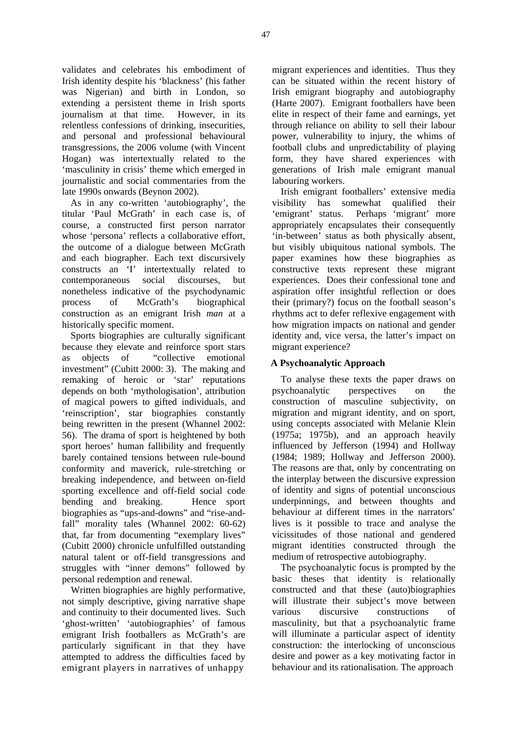validates and celebrates his embodiment of Irish identity despite his 'blackness' (his father was Nigerian) and birth in London, so extending a persistent theme in Irish sports journalism at that time. However, in its relentless confessions of drinking, insecurities, and personal and professional behavioural transgressions, the 2006 volume (with Vincent Hogan) was intertextually related to the 'masculinity in crisis' theme which emerged in journalistic and social commentaries from the late 1990s onwards (Beynon 2002).

As in any co-written 'autobiography', the titular 'Paul McGrath' in each case is, of course, a constructed first person narrator whose 'persona' reflects a collaborative effort, the outcome of a dialogue between McGrath and each biographer. Each text discursively constructs an 'I' intertextually related to contemporaneous social discourses, but nonetheless indicative of the psychodynamic process of McGrath's biographical construction as an emigrant Irish *man* at a historically specific moment.

Sports biographies are culturally significant because they elevate and reinforce sport stars as objects of "collective emotional investment" (Cubitt 2000: 3). The making and remaking of heroic or 'star' reputations depends on both 'mythologisation', attribution of magical powers to gifted individuals, and 'reinscription', star biographies constantly being rewritten in the present (Whannel 2002: 56). The drama of sport is heightened by both sport heroes' human fallibility and frequently barely contained tensions between rule-bound conformity and maverick, rule-stretching or breaking independence, and between on-field sporting excellence and off-field social code bending and breaking. Hence sport biographies as "ups-and-downs" and "rise-and-fall" morality tales (Whannel 2002: 60-62) that, far from documenting "exemplary lives" (Cubitt 2000) chronicle unfulfilled outstanding natural talent or off-field transgressions and struggles with "inner demons" followed by personal redemption and renewal.

Written biographies are highly performative, not simply descriptive, giving narrative shape and continuity to their documented lives. Such 'ghost-written' 'autobiographies' of famous emigrant Irish footballers as McGrath's are particularly significant in that they have attempted to address the difficulties faced by emigrant players in narratives of unhappy migrant experiences and identities. Thus they can be situated within the recent history of Irish emigrant biography and autobiography (Harte 2007). Emigrant footballers have been elite in respect of their fame and earnings, yet through reliance on ability to sell their labour power, vulnerability to injury, the whims of football clubs and unpredictability of playing form, they have shared experiences with generations of Irish male emigrant manual labouring workers.

Irish emigrant footballers' extensive media visibility has somewhat qualified their 'emigrant' status. Perhaps 'migrant' more appropriately encapsulates their consequently 'in-between' status as both physically absent, but visibly ubiquitous national symbols. The paper examines how these biographies as constructive texts represent these migrant experiences. Does their confessional tone and aspiration offer insightful reflection or does their (primary?) focus on the football season's rhythms act to defer reflexive engagement with how migration impacts on national and gender identity and, vice versa, the latter's impact on migrant experience?

## A Psychoanalytic Approach

To analyse these texts the paper draws on psychoanalytic perspectives on the construction of masculine subjectivity, on migration and migrant identity, and on sport, using concepts associated with Melanie Klein (1975a; 1975b), and an approach heavily influenced by Jefferson (1994) and Hollway (1984; 1989; Hollway and Jefferson 2000). The reasons are that, only by concentrating on the interplay between the discursive expression of identity and signs of potential unconscious underpinnings, and between thoughts and behaviour at different times in the narrators' lives is it possible to trace and analyse the vicissitudes of those national and gendered migrant identities constructed through the medium of retrospective autobiography.

The psychoanalytic focus is prompted by the basic theses that identity is relationally constructed and that these (auto)biographies will illustrate their subject's move between various discursive constructions of masculinity, but that a psychoanalytic frame will illuminate a particular aspect of identity construction: the interlocking of unconscious desire and power as a key motivating factor in behaviour and its rationalisation. The approach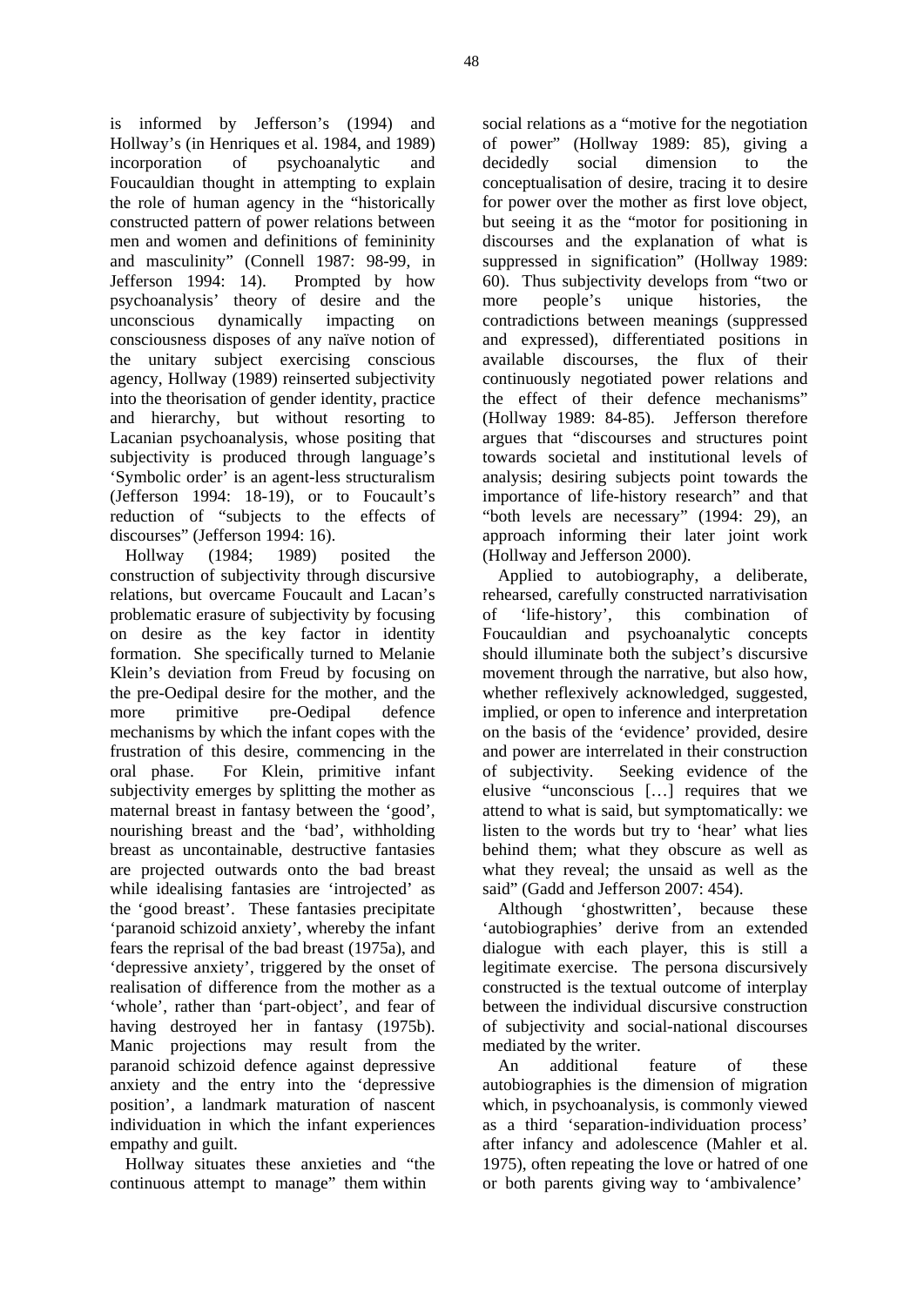is informed by Jefferson's (1994) and Hollway's (in Henriques et al. 1984, and 1989) incorporation of psychoanalytic and Foucauldian thought in attempting to explain the role of human agency in the "historically constructed pattern of power relations between men and women and definitions of femininity and masculinity" (Connell 1987: 98-99, in Jefferson 1994: 14). Prompted by how psychoanalysis' theory of desire and the unconscious dynamically impacting on consciousness disposes of any naïve notion of the unitary subject exercising conscious agency, Hollway (1989) reinserted subjectivity into the theorisation of gender identity, practice and hierarchy, but without resorting to Lacanian psychoanalysis, whose positing that subjectivity is produced through language's 'Symbolic order' is an agent-less structuralism (Jefferson 1994: 18-19), or to Foucault's reduction of "subjects to the effects of discourses" (Jefferson 1994: 16).

Hollway (1984; 1989) posited the construction of subjectivity through discursive relations, but overcame Foucault and Lacan's problematic erasure of subjectivity by focusing on desire as the key factor in identity formation. She specifically turned to Melanie Klein's deviation from Freud by focusing on the pre-Oedipal desire for the mother, and the more primitive pre-Oedipal defence mechanisms by which the infant copes with the frustration of this desire, commencing in the oral phase. For Klein, primitive infant subjectivity emerges by splitting the mother as maternal breast in fantasy between the 'good', nourishing breast and the 'bad', withholding breast as uncontainable, destructive fantasies are projected outwards onto the bad breast while idealising fantasies are 'introjected' as the 'good breast'. These fantasies precipitate 'paranoid schizoid anxiety', whereby the infant fears the reprisal of the bad breast (1975a), and 'depressive anxiety', triggered by the onset of realisation of difference from the mother as a 'whole', rather than 'part-object', and fear of having destroyed her in fantasy (1975b). Manic projections may result from the paranoid schizoid defence against depressive anxiety and the entry into the 'depressive position', a landmark maturation of nascent individuation in which the infant experiences empathy and guilt.

Hollway situates these anxieties and "the continuous attempt to manage" them within social relations as a "motive for the negotiation of power" (Hollway 1989: 85), giving a decidedly social dimension to the conceptualisation of desire, tracing it to desire for power over the mother as first love object, but seeing it as the "motor for positioning in discourses and the explanation of what is suppressed in signification" (Hollway 1989: 60). Thus subjectivity develops from "two or more people's unique histories, the contradictions between meanings (suppressed and expressed), differentiated positions in available discourses, the flux of their continuously negotiated power relations and the effect of their defence mechanisms" (Hollway 1989: 84-85). Jefferson therefore argues that "discourses and structures point towards societal and institutional levels of analysis; desiring subjects point towards the importance of life-history research" and that "both levels are necessary" (1994: 29), an approach informing their later joint work (Hollway and Jefferson 2000).

Applied to autobiography, a deliberate, rehearsed, carefully constructed narrativisation of 'life-history', this combination of Foucauldian and psychoanalytic concepts should illuminate both the subject's discursive movement through the narrative, but also how, whether reflexively acknowledged, suggested, implied, or open to inference and interpretation on the basis of the 'evidence' provided, desire and power are interrelated in their construction of subjectivity. Seeking evidence of the elusive "unconscious […] requires that we attend to what is said, but symptomatically: we listen to the words but try to 'hear' what lies behind them; what they obscure as well as what they reveal; the unsaid as well as the said" (Gadd and Jefferson 2007: 454).

Although 'ghostwritten', because these 'autobiographies' derive from an extended dialogue with each player, this is still a legitimate exercise. The persona discursively constructed is the textual outcome of interplay between the individual discursive construction of subjectivity and social-national discourses mediated by the writer.

An additional feature of these autobiographies is the dimension of migration which, in psychoanalysis, is commonly viewed as a third 'separation-individuation process' after infancy and adolescence (Mahler et al. 1975), often repeating the love or hatred of one or both parents giving way to 'ambivalence'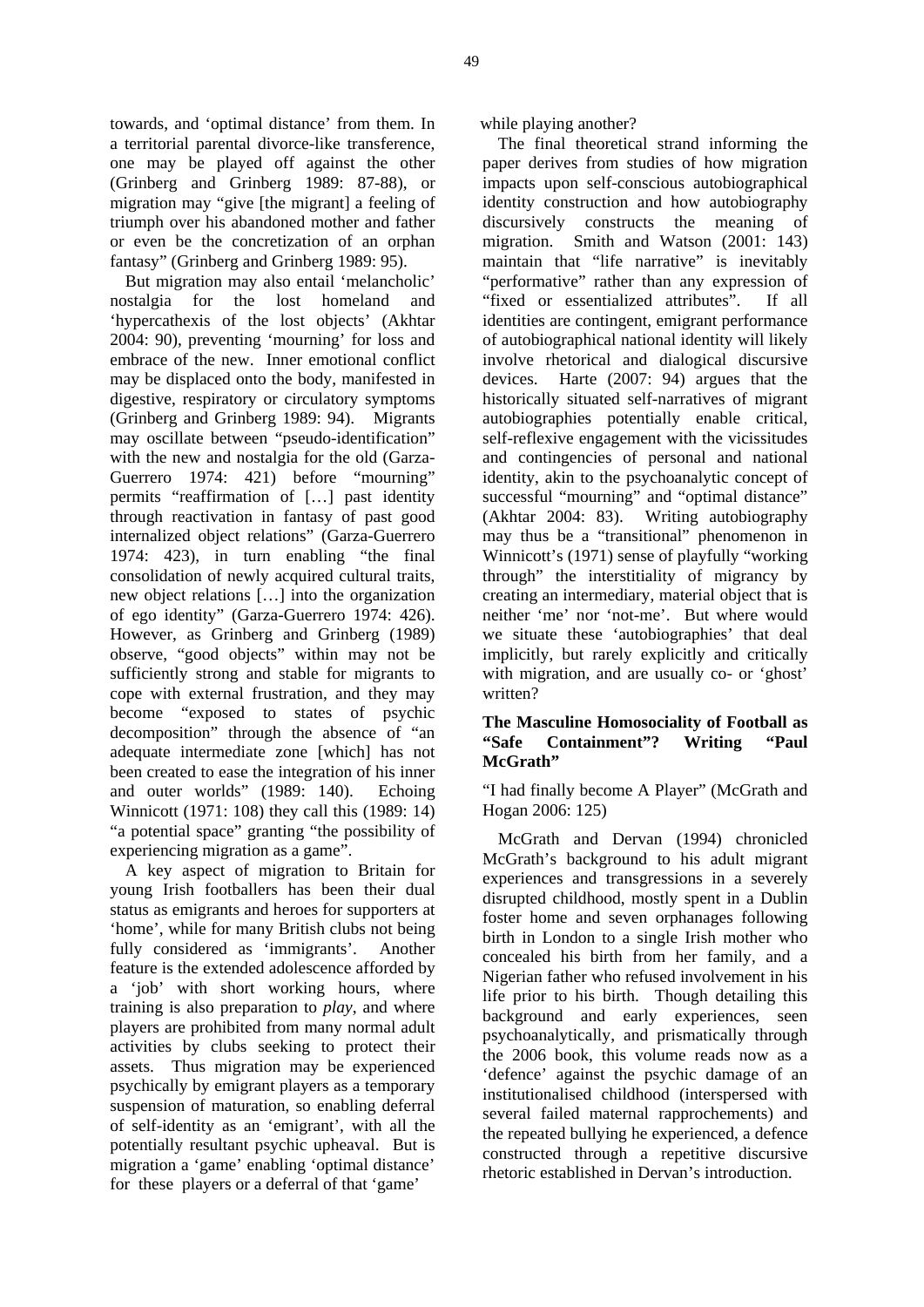towards, and 'optimal distance' from them. In a territorial parental divorce-like transference, one may be played off against the other (Grinberg and Grinberg 1989: 87-88), or migration may "give [the migrant] a feeling of triumph over his abandoned mother and father or even be the concretization of an orphan fantasy" (Grinberg and Grinberg 1989: 95).

But migration may also entail 'melancholic' nostalgia for the lost homeland and 'hypercathexis of the lost objects' (Akhtar 2004: 90), preventing 'mourning' for loss and embrace of the new. Inner emotional conflict may be displaced onto the body, manifested in digestive, respiratory or circulatory symptoms (Grinberg and Grinberg 1989: 94). Migrants may oscillate between "pseudo-identification" with the new and nostalgia for the old (Garza-Guerrero 1974: 421) before "mourning" permits "reaffirmation of […] past identity through reactivation in fantasy of past good internalized object relations" (Garza-Guerrero 1974: 423), in turn enabling "the final consolidation of newly acquired cultural traits, new object relations […] into the organization of ego identity" (Garza-Guerrero 1974: 426). However, as Grinberg and Grinberg (1989) observe, "good objects" within may not be sufficiently strong and stable for migrants to cope with external frustration, and they may become "exposed to states of psychic decomposition" through the absence of "an adequate intermediate zone [which] has not been created to ease the integration of his inner and outer worlds" (1989: 140). Echoing Winnicott (1971: 108) they call this (1989: 14) "a potential space" granting "the possibility of experiencing migration as a game".

A key aspect of migration to Britain for young Irish footballers has been their dual status as emigrants and heroes for supporters at 'home', while for many British clubs not being fully considered as 'immigrants'. Another feature is the extended adolescence afforded by a 'job' with short working hours, where training is also preparation to *play*, and where players are prohibited from many normal adult activities by clubs seeking to protect their assets. Thus migration may be experienced psychically by emigrant players as a temporary suspension of maturation, so enabling deferral of self-identity as an 'emigrant', with all the potentially resultant psychic upheaval. But is migration a 'game' enabling 'optimal distance' for these players or a deferral of that 'game' while playing another?

The final theoretical strand informing the paper derives from studies of how migration impacts upon self-conscious autobiographical identity construction and how autobiography discursively constructs the meaning of migration. Smith and Watson (2001: 143) maintain that "life narrative" is inevitably "performative" rather than any expression of "fixed or essentialized attributes". If all identities are contingent, emigrant performance of autobiographical national identity will likely involve rhetorical and dialogical discursive devices. Harte (2007: 94) argues that the historically situated self-narratives of migrant autobiographies potentially enable critical, self-reflexive engagement with the vicissitudes and contingencies of personal and national identity, akin to the psychoanalytic concept of successful "mourning" and "optimal distance" (Akhtar 2004: 83). Writing autobiography may thus be a "transitional" phenomenon in Winnicott's (1971) sense of playfully "working through" the interstitiality of migrancy by creating an intermediary, material object that is neither 'me' nor 'not-me'. But where would we situate these 'autobiographies' that deal implicitly, but rarely explicitly and critically with migration, and are usually co- or 'ghost' written?

### The Masculine Homosociality of Football as "Safe Containment"? Writing "Paul McGrath"

"I had finally become A Player" (McGrath and Hogan 2006: 125)

McGrath and Dervan (1994) chronicled McGrath's background to his adult migrant experiences and transgressions in a severely disrupted childhood, mostly spent in a Dublin foster home and seven orphanages following birth in London to a single Irish mother who concealed his birth from her family, and a Nigerian father who refused involvement in his life prior to his birth. Though detailing this background and early experiences, seen psychoanalytically, and prismatically through the 2006 book, this volume reads now as a 'defence' against the psychic damage of an institutionalised childhood (interspersed with several failed maternal rapprochements) and the repeated bullying he experienced, a defence constructed through a repetitive discursive rhetoric established in Dervan's introduction.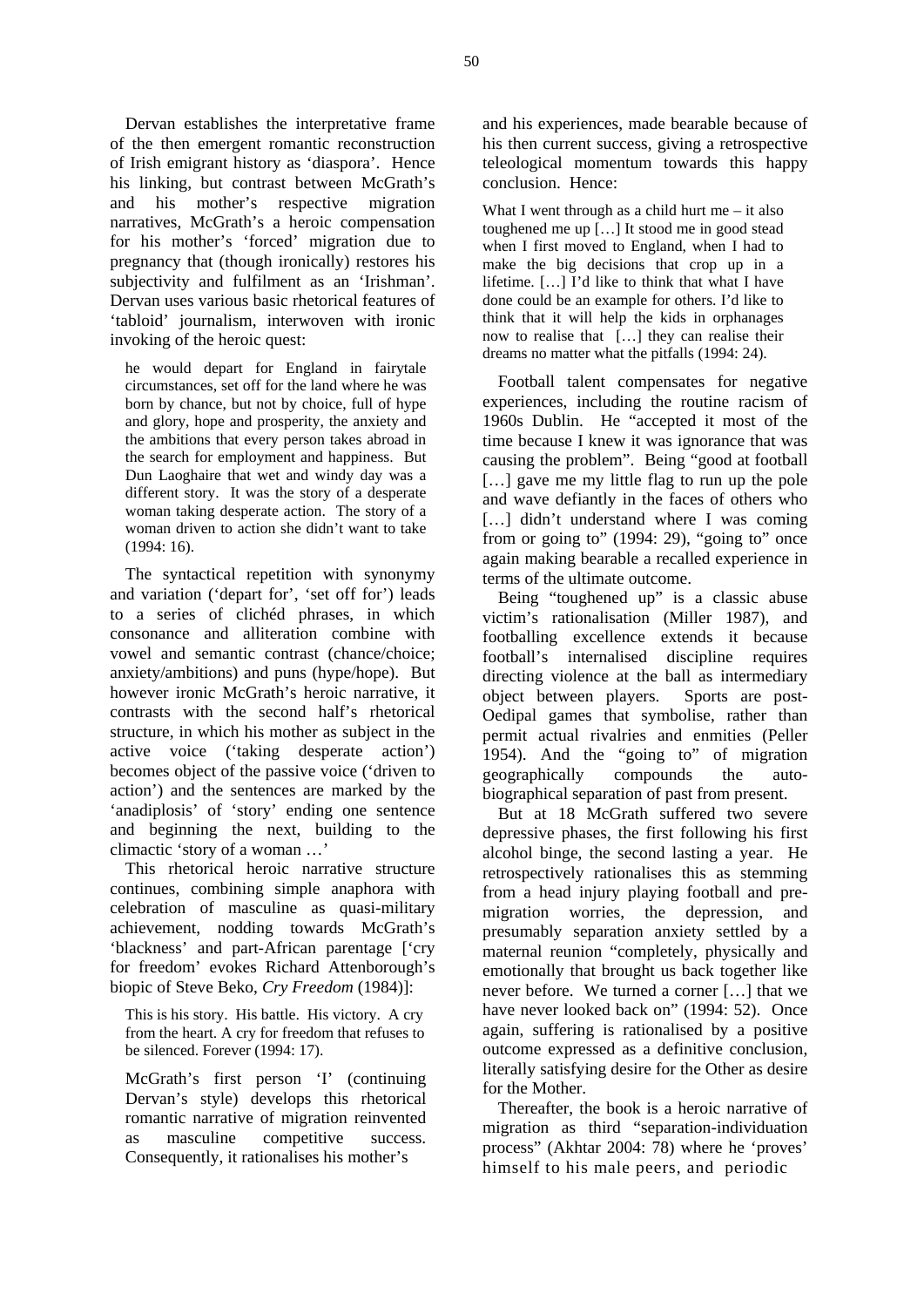Dervan establishes the interpretative frame of the then emergent romantic reconstruction of Irish emigrant history as 'diaspora'. Hence his linking, but contrast between McGrath's and his mother's respective migration narratives, McGrath's a heroic compensation for his mother's 'forced' migration due to pregnancy that (though ironically) restores his subjectivity and fulfilment as an 'Irishman'. Dervan uses various basic rhetorical features of 'tabloid' journalism, interwoven with ironic invoking of the heroic quest:

> he would depart for England in fairytale circumstances, set off for the land where he was born by chance, but not by choice, full of hype and glory, hope and prosperity, the anxiety and the ambitions that every person takes abroad in the search for employment and happiness. But Dun Laoghaire that wet and windy day was a different story. It was the story of a desperate woman taking desperate action. The story of a woman driven to action she didn't want to take (1994: 16).

The syntactical repetition with synonymy and variation ('depart for', 'set off for') leads to a series of clichéd phrases, in which consonance and alliteration combine with vowel and semantic contrast (chance/choice; anxiety/ambitions) and puns (hype/hope). But however ironic McGrath's heroic narrative, it contrasts with the second half's rhetorical structure, in which his mother as subject in the active voice ('taking desperate action') becomes object of the passive voice ('driven to action') and the sentences are marked by the 'anadiplosis' of 'story' ending one sentence and beginning the next, building to the climactic 'story of a woman …'

This rhetorical heroic narrative structure continues, combining simple anaphora with celebration of masculine as quasi-military achievement, nodding towards McGrath's 'blackness' and part-African parentage ['cry for freedom' evokes Richard Attenborough's biopic of Steve Beko, *Cry Freedom* (1984)]:

> This is his story. His battle. His victory. A cry from the heart. A cry for freedom that refuses to be silenced. Forever (1994: 17).

McGrath's first person 'I' (continuing Dervan's style) develops this rhetorical romantic narrative of migration reinvented as masculine competitive success. Consequently, it rationalises his mother's and his experiences, made bearable because of his then current success, giving a retrospective teleological momentum towards this happy conclusion. Hence:

> What I went through as a child hurt me – it also toughened me up […] It stood me in good stead when I first moved to England, when I had to make the big decisions that crop up in a lifetime. […] I'd like to think that what I have done could be an example for others. I'd like to think that it will help the kids in orphanages now to realise that […] they can realise their dreams no matter what the pitfalls (1994: 24).

Football talent compensates for negative experiences, including the routine racism of 1960s Dublin. He "accepted it most of the time because I knew it was ignorance that was causing the problem". Being "good at football […] gave me my little flag to run up the pole and wave defiantly in the faces of others who […] didn't understand where I was coming from or going to" (1994: 29), "going to" once again making bearable a recalled experience in terms of the ultimate outcome.

Being "toughened up" is a classic abuse victim's rationalisation (Miller 1987), and footballing excellence extends it because football's internalised discipline requires directing violence at the ball as intermediary object between players. Sports are post-Oedipal games that symbolise, rather than permit actual rivalries and enmities (Peller 1954). And the "going to" of migration geographically compounds the auto-biographical separation of past from present.

But at 18 McGrath suffered two severe depressive phases, the first following his first alcohol binge, the second lasting a year. He retrospectively rationalises this as stemming from a head injury playing football and pre-migration worries, the depression, and presumably separation anxiety settled by a maternal reunion "completely, physically and emotionally that brought us back together like never before. We turned a corner […] that we have never looked back on" (1994: 52). Once again, suffering is rationalised by a positive outcome expressed as a definitive conclusion, literally satisfying desire for the Other as desire for the Mother.

Thereafter, the book is a heroic narrative of migration as third "separation-individuation process" (Akhtar 2004: 78) where he 'proves' himself to his male peers, and periodic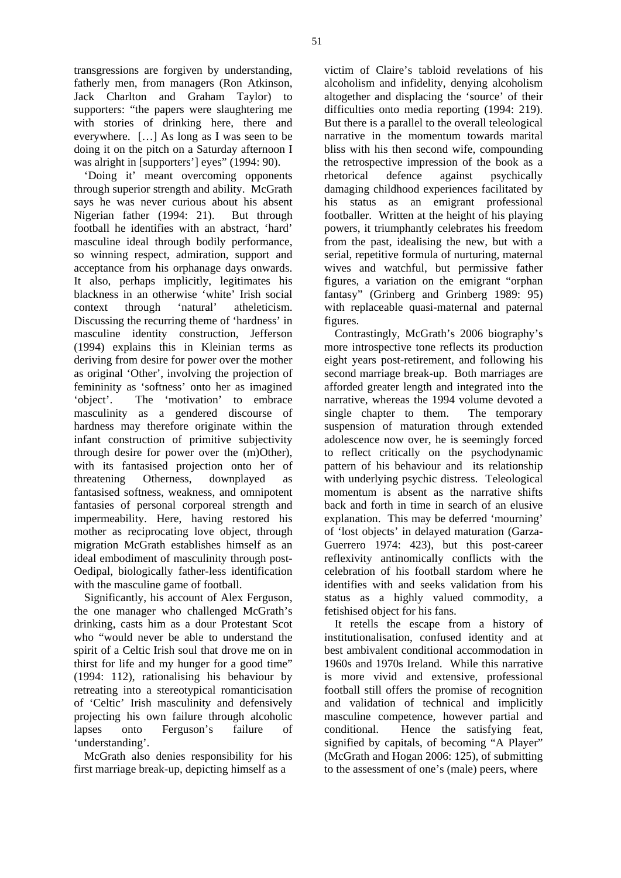transgressions are forgiven by understanding, fatherly men, from managers (Ron Atkinson, Jack Charlton and Graham Taylor) to supporters: "the papers were slaughtering me with stories of drinking here, there and everywhere. […] As long as I was seen to be doing it on the pitch on a Saturday afternoon I was alright in [supporters'] eyes" (1994: 90).

'Doing it' meant overcoming opponents through superior strength and ability. McGrath says he was never curious about his absent Nigerian father (1994: 21). But through football he identifies with an abstract, 'hard' masculine ideal through bodily performance, so winning respect, admiration, support and acceptance from his orphanage days onwards. It also, perhaps implicitly, legitimates his blackness in an otherwise 'white' Irish social context through 'natural' atheleticism. Discussing the recurring theme of 'hardness' in masculine identity construction, Jefferson (1994) explains this in Kleinian terms as deriving from desire for power over the mother as original 'Other', involving the projection of femininity as 'softness' onto her as imagined 'object'. The 'motivation' to embrace masculinity as a gendered discourse of hardness may therefore originate within the infant construction of primitive subjectivity through desire for power over the (m)Other), with its fantasised projection onto her of threatening Otherness, downplayed as fantasised softness, weakness, and omnipotent fantasies of personal corporeal strength and impermeability. Here, having restored his mother as reciprocating love object, through migration McGrath establishes himself as an ideal embodiment of masculinity through post-Oedipal, biologically father-less identification with the masculine game of football.

Significantly, his account of Alex Ferguson, the one manager who challenged McGrath's drinking, casts him as a dour Protestant Scot who "would never be able to understand the spirit of a Celtic Irish soul that drove me on in thirst for life and my hunger for a good time" (1994: 112), rationalising his behaviour by retreating into a stereotypical romanticisation of 'Celtic' Irish masculinity and defensively projecting his own failure through alcoholic lapses onto Ferguson's failure of 'understanding'.

McGrath also denies responsibility for his first marriage break-up, depicting himself as a victim of Claire's tabloid revelations of his alcoholism and infidelity, denying alcoholism altogether and displacing the 'source' of their difficulties onto media reporting (1994: 219). But there is a parallel to the overall teleological narrative in the momentum towards marital bliss with his then second wife, compounding the retrospective impression of the book as a rhetorical defence against psychically damaging childhood experiences facilitated by his status as an emigrant professional footballer. Written at the height of his playing powers, it triumphantly celebrates his freedom from the past, idealising the new, but with a serial, repetitive formula of nurturing, maternal wives and watchful, but permissive father figures, a variation on the emigrant "orphan fantasy" (Grinberg and Grinberg 1989: 95) with replaceable quasi-maternal and paternal figures.

Contrastingly, McGrath's 2006 biography's more introspective tone reflects its production eight years post-retirement, and following his second marriage break-up. Both marriages are afforded greater length and integrated into the narrative, whereas the 1994 volume devoted a single chapter to them. The temporary suspension of maturation through extended adolescence now over, he is seemingly forced to reflect critically on the psychodynamic pattern of his behaviour and its relationship with underlying psychic distress. Teleological momentum is absent as the narrative shifts back and forth in time in search of an elusive explanation. This may be deferred 'mourning' of 'lost objects' in delayed maturation (Garza-Guerrero 1974: 423), but this post-career reflexivity antinomically conflicts with the celebration of his football stardom where he identifies with and seeks validation from his status as a highly valued commodity, a fetishised object for his fans.

It retells the escape from a history of institutionalisation, confused identity and at best ambivalent conditional accommodation in 1960s and 1970s Ireland. While this narrative is more vivid and extensive, professional football still offers the promise of recognition and validation of technical and implicitly masculine competence, however partial and conditional. Hence the satisfying feat, signified by capitals, of becoming "A Player" (McGrath and Hogan 2006: 125), of submitting to the assessment of one's (male) peers, where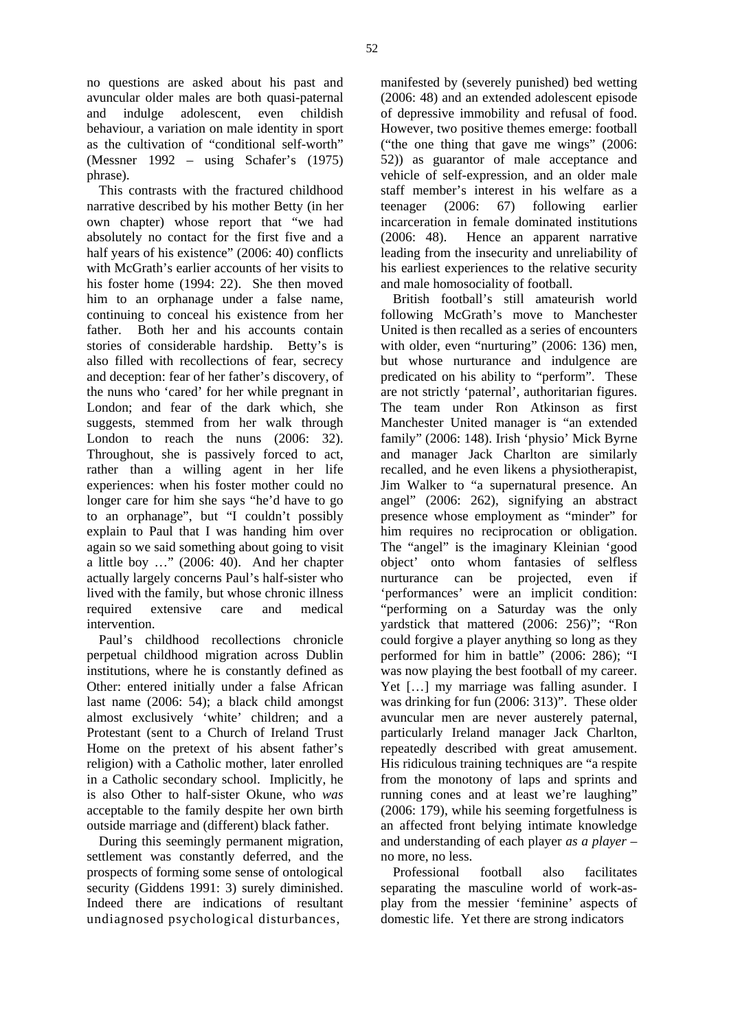no questions are asked about his past and avuncular older males are both quasi-paternal and indulge adolescent, even childish behaviour, a variation on male identity in sport as the cultivation of "conditional self-worth" (Messner 1992 – using Schafer's (1975) phrase).

This contrasts with the fractured childhood narrative described by his mother Betty (in her own chapter) whose report that "we had absolutely no contact for the first five and a half years of his existence" (2006: 40) conflicts with McGrath's earlier accounts of her visits to his foster home (1994: 22). She then moved him to an orphanage under a false name, continuing to conceal his existence from her father. Both her and his accounts contain stories of considerable hardship. Betty's is also filled with recollections of fear, secrecy and deception: fear of her father's discovery, of the nuns who 'cared' for her while pregnant in London; and fear of the dark which, she suggests, stemmed from her walk through London to reach the nuns (2006: 32). Throughout, she is passively forced to act, rather than a willing agent in her life experiences: when his foster mother could no longer care for him she says "he'd have to go to an orphanage", but "I couldn't possibly explain to Paul that I was handing him over again so we said something about going to visit a little boy …" (2006: 40). And her chapter actually largely concerns Paul's half-sister who lived with the family, but whose chronic illness required extensive care and medical intervention.

Paul's childhood recollections chronicle perpetual childhood migration across Dublin institutions, where he is constantly defined as Other: entered initially under a false African last name (2006: 54); a black child amongst almost exclusively 'white' children; and a Protestant (sent to a Church of Ireland Trust Home on the pretext of his absent father's religion) with a Catholic mother, later enrolled in a Catholic secondary school. Implicitly, he is also Other to half-sister Okune, who *was* acceptable to the family despite her own birth outside marriage and (different) black father.

During this seemingly permanent migration, settlement was constantly deferred, and the prospects of forming some sense of ontological security (Giddens 1991: 3) surely diminished. Indeed there are indications of resultant undiagnosed psychological disturbances, manifested by (severely punished) bed wetting (2006: 48) and an extended adolescent episode of depressive immobility and refusal of food. However, two positive themes emerge: football ("the one thing that gave me wings" (2006: 52)) as guarantor of male acceptance and vehicle of self-expression, and an older male staff member's interest in his welfare as a teenager (2006: 67) following earlier incarceration in female dominated institutions (2006: 48). Hence an apparent narrative leading from the insecurity and unreliability of his earliest experiences to the relative security and male homosociality of football.

British football's still amateurish world following McGrath's move to Manchester United is then recalled as a series of encounters with older, even "nurturing" (2006: 136) men, but whose nurturance and indulgence are predicated on his ability to "perform". These are not strictly 'paternal', authoritarian figures. The team under Ron Atkinson as first Manchester United manager is "an extended family" (2006: 148). Irish 'physio' Mick Byrne and manager Jack Charlton are similarly recalled, and he even likens a physiotherapist, Jim Walker to "a supernatural presence. An angel" (2006: 262), signifying an abstract presence whose employment as "minder" for him requires no reciprocation or obligation. The "angel" is the imaginary Kleinian 'good object' onto whom fantasies of selfless nurturance can be projected, even if 'performances' were an implicit condition: "performing on a Saturday was the only yardstick that mattered (2006: 256)"; "Ron could forgive a player anything so long as they performed for him in battle" (2006: 286); "I was now playing the best football of my career. Yet […] my marriage was falling asunder. I was drinking for fun (2006: 313)". These older avuncular men are never austerely paternal, particularly Ireland manager Jack Charlton, repeatedly described with great amusement. His ridiculous training techniques are "a respite from the monotony of laps and sprints and running cones and at least we're laughing" (2006: 179), while his seeming forgetfulness is an affected front belying intimate knowledge and understanding of each player *as a player* – no more, no less.

Professional football also facilitates separating the masculine world of work-as-play from the messier 'feminine' aspects of domestic life. Yet there are strong indicators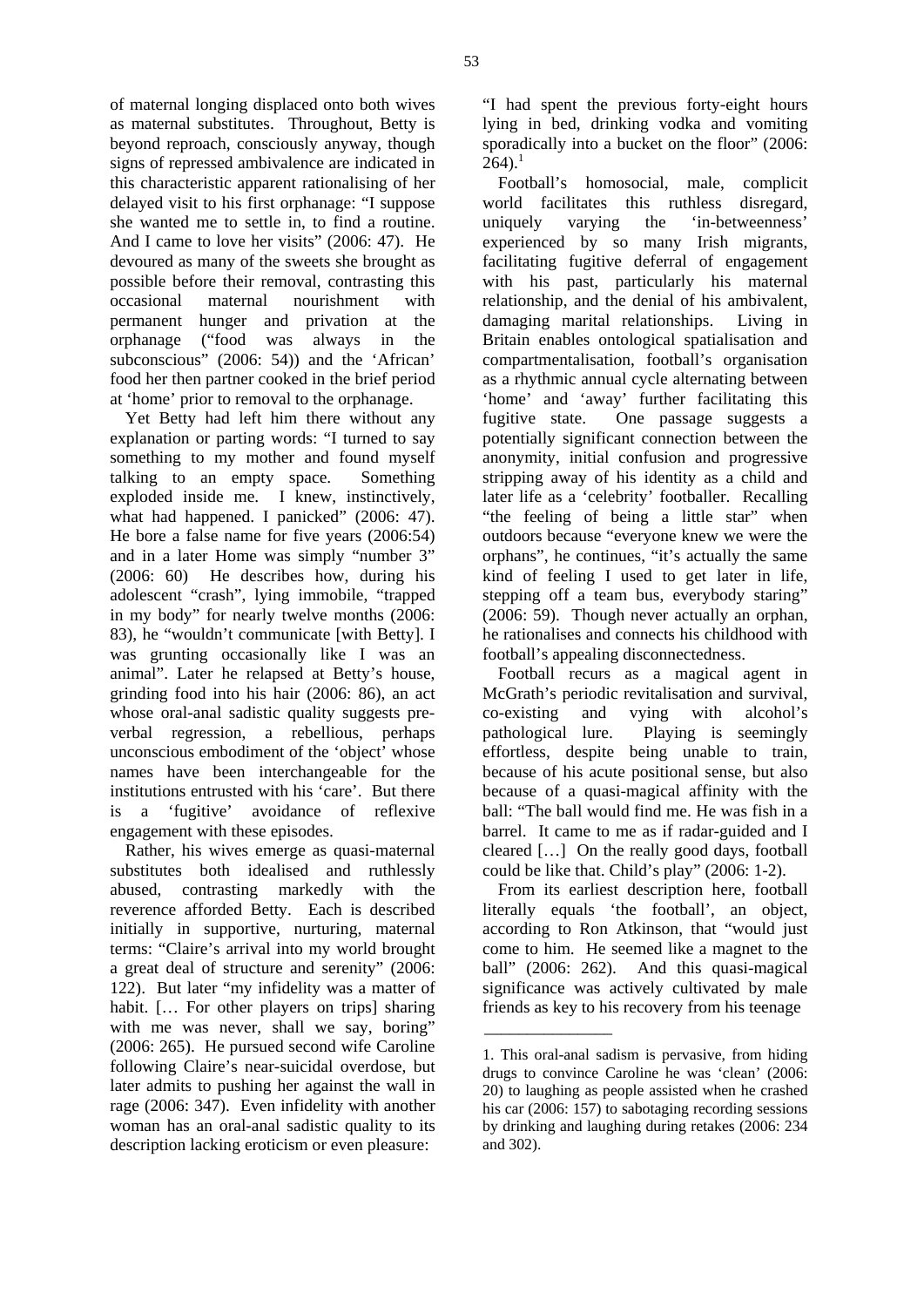of maternal longing displaced onto both wives as maternal substitutes. Throughout, Betty is beyond reproach, consciously anyway, though signs of repressed ambivalence are indicated in this characteristic apparent rationalising of her delayed visit to his first orphanage: "I suppose she wanted me to settle in, to find a routine. And I came to love her visits" (2006: 47). He devoured as many of the sweets she brought as possible before their removal, contrasting this occasional maternal nourishment with permanent hunger and privation at the orphanage ("food was always in the subconscious" (2006: 54)) and the 'African' food her then partner cooked in the brief period at 'home' prior to removal to the orphanage.

Yet Betty had left him there without any explanation or parting words: "I turned to say something to my mother and found myself talking to an empty space. Something exploded inside me. I knew, instinctively, what had happened. I panicked" (2006: 47). He bore a false name for five years (2006:54) and in a later Home was simply "number 3" (2006: 60) He describes how, during his adolescent "crash", lying immobile, "trapped in my body" for nearly twelve months (2006: 83), he "wouldn't communicate [with Betty]. I was grunting occasionally like I was an animal". Later he relapsed at Betty's house, grinding food into his hair (2006: 86), an act whose oral-anal sadistic quality suggests pre-verbal regression, a rebellious, perhaps unconscious embodiment of the 'object' whose names have been interchangeable for the institutions entrusted with his 'care'. But there is a 'fugitive' avoidance of reflexive engagement with these episodes.

Rather, his wives emerge as quasi-maternal substitutes both idealised and ruthlessly abused, contrasting markedly with the reverence afforded Betty. Each is described initially in supportive, nurturing, maternal terms: "Claire's arrival into my world brought a great deal of structure and serenity" (2006: 122). But later "my infidelity was a matter of habit. [… For other players on trips] sharing with me was never, shall we say, boring" (2006: 265). He pursued second wife Caroline following Claire's near-suicidal overdose, but later admits to pushing her against the wall in rage (2006: 347). Even infidelity with another woman has an oral-anal sadistic quality to its description lacking eroticism or even pleasure: "I had spent the previous forty-eight hours lying in bed, drinking vodka and vomiting sporadically into a bucket on the floor" (2006: 264).[1]

Football's homosocial, male, complicit world facilitates this ruthless disregard, uniquely varying the 'in-betweenness' experienced by so many Irish migrants, facilitating fugitive deferral of engagement with his past, particularly his maternal relationship, and the denial of his ambivalent, damaging marital relationships. Living in Britain enables ontological spatialisation and compartmentalisation, football's organisation as a rhythmic annual cycle alternating between 'home' and 'away' further facilitating this fugitive state. One passage suggests a potentially significant connection between the anonymity, initial confusion and progressive stripping away of his identity as a child and later life as a 'celebrity' footballer. Recalling "the feeling of being a little star" when outdoors because "everyone knew we were the orphans", he continues, "it's actually the same kind of feeling I used to get later in life, stepping off a team bus, everybody staring" (2006: 59). Though never actually an orphan, he rationalises and connects his childhood with football's appealing disconnectedness.

Football recurs as a magical agent in McGrath's periodic revitalisation and survival, co-existing and vying with alcohol's pathological lure. Playing is seemingly effortless, despite being unable to train, because of his acute positional sense, but also because of a quasi-magical affinity with the ball: "The ball would find me. He was fish in a barrel. It came to me as if radar-guided and I cleared […] On the really good days, football could be like that. Child's play" (2006: 1-2).

From its earliest description here, football literally equals 'the football', an object, according to Ron Atkinson, that "would just come to him. He seemed like a magnet to the ball" (2006: 262). And this quasi-magical significance was actively cultivated by male friends as key to his recovery from his teenage

1. This oral-anal sadism is pervasive, from hiding drugs to convince Caroline he was 'clean' (2006: 20) to laughing as people assisted when he crashed his car (2006: 157) to sabotaging recording sessions by drinking and laughing during retakes (2006: 234 and 302).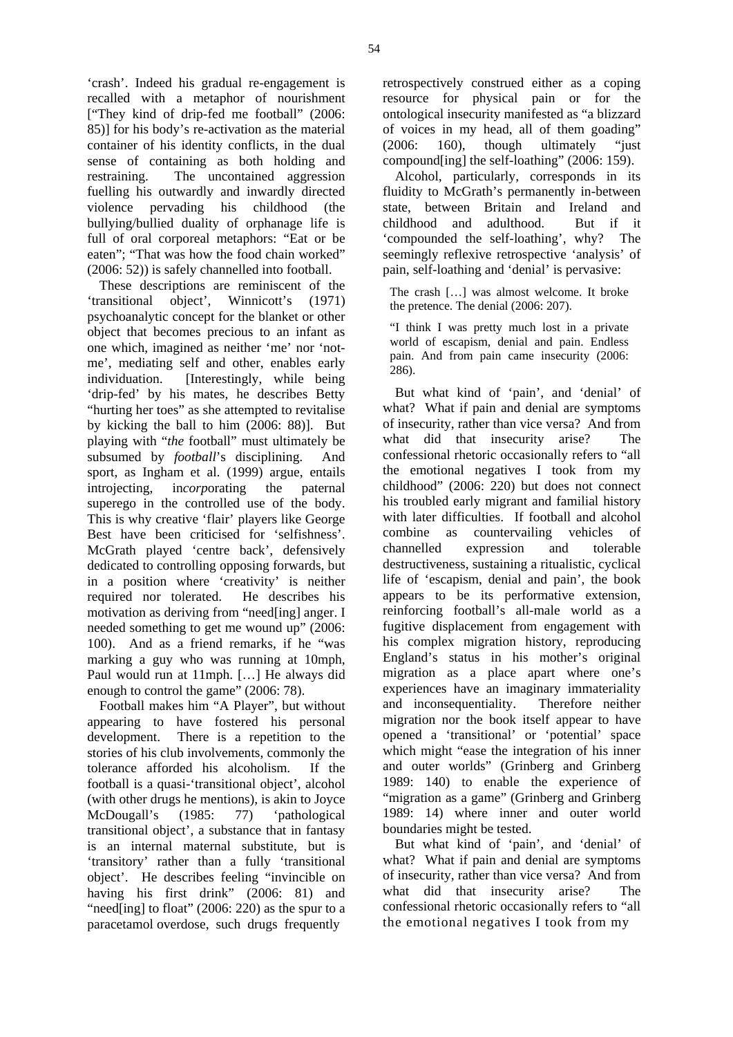'crash'. Indeed his gradual re-engagement is recalled with a metaphor of nourishment ["They kind of drip-fed me football" (2006: 85)] for his body's re-activation as the material container of his identity conflicts, in the dual sense of containing as both holding and restraining. The uncontained aggression fuelling his outwardly and inwardly directed violence pervading his childhood (the bullying/bullied duality of orphanage life is full of oral corporeal metaphors: "Eat or be eaten"; "That was how the food chain worked" (2006: 52)) is safely channelled into football.

These descriptions are reminiscent of the 'transitional object', Winnicott's (1971) psychoanalytic concept for the blanket or other object that becomes precious to an infant as one which, imagined as neither 'me' nor 'not-me', mediating self and other, enables early individuation. [Interestingly, while being 'drip-fed' by his mates, he describes Betty "hurting her toes" as she attempted to revitalise by kicking the ball to him (2006: 88)]. But playing with "*the* football" must ultimately be subsumed by *football*'s disciplining. And sport, as Ingham et al. (1999) argue, entails introjecting, in*corp*orating the paternal superego in the controlled use of the body. This is why creative 'flair' players like George Best have been criticised for 'selfishness'. McGrath played 'centre back', defensively dedicated to controlling opposing forwards, but in a position where 'creativity' is neither required nor tolerated. He describes his motivation as deriving from "need[ing] anger. I needed something to get me wound up" (2006: 100). And as a friend remarks, if he "was marking a guy who was running at 10mph, Paul would run at 11mph. […] He always did enough to control the game" (2006: 78).

Football makes him "A Player", but without appearing to have fostered his personal development. There is a repetition to the stories of his club involvements, commonly the tolerance afforded his alcoholism. If the football is a quasi-'transitional object', alcohol (with other drugs he mentions), is akin to Joyce McDougall's (1985: 77) 'pathological transitional object', a substance that in fantasy is an internal maternal substitute, but is 'transitory' rather than a fully 'transitional object'. He describes feeling "invincible on having his first drink" (2006: 81) and "need[ing] to float" (2006: 220) as the spur to a paracetamol overdose, such drugs frequently retrospectively construed either as a coping resource for physical pain or for the ontological insecurity manifested as "a blizzard of voices in my head, all of them goading" (2006: 160), though ultimately "just compound[ing] the self-loathing" (2006: 159).

Alcohol, particularly, corresponds in its fluidity to McGrath's permanently in-between state, between Britain and Ireland and childhood and adulthood. But if it 'compounded the self-loathing', why? The seemingly reflexive retrospective 'analysis' of pain, self-loathing and 'denial' is pervasive:

> The crash […] was almost welcome. It broke the pretence. The denial (2006: 207).

> "I think I was pretty much lost in a private world of escapism, denial and pain. Endless pain. And from pain came insecurity (2006: 286).

But what kind of 'pain', and 'denial' of what? What if pain and denial are symptoms of insecurity, rather than vice versa? And from what did that insecurity arise? The confessional rhetoric occasionally refers to "all the emotional negatives I took from my childhood" (2006: 220) but does not connect his troubled early migrant and familial history with later difficulties. If football and alcohol combine as countervailing vehicles of channelled expression and tolerable destructiveness, sustaining a ritualistic, cyclical life of 'escapism, denial and pain', the book appears to be its performative extension, reinforcing football's all-male world as a fugitive displacement from engagement with his complex migration history, reproducing England's status in his mother's original migration as a place apart where one's experiences have an imaginary immateriality and inconsequentiality. Therefore neither migration nor the book itself appear to have opened a 'transitional' or 'potential' space which might "ease the integration of his inner and outer worlds" (Grinberg and Grinberg 1989: 140) to enable the experience of "migration as a game" (Grinberg and Grinberg 1989: 14) where inner and outer world boundaries might be tested.

But what kind of 'pain', and 'denial' of what? What if pain and denial are symptoms of insecurity, rather than vice versa? And from what did that insecurity arise? The confessional rhetoric occasionally refers to "all the emotional negatives I took from my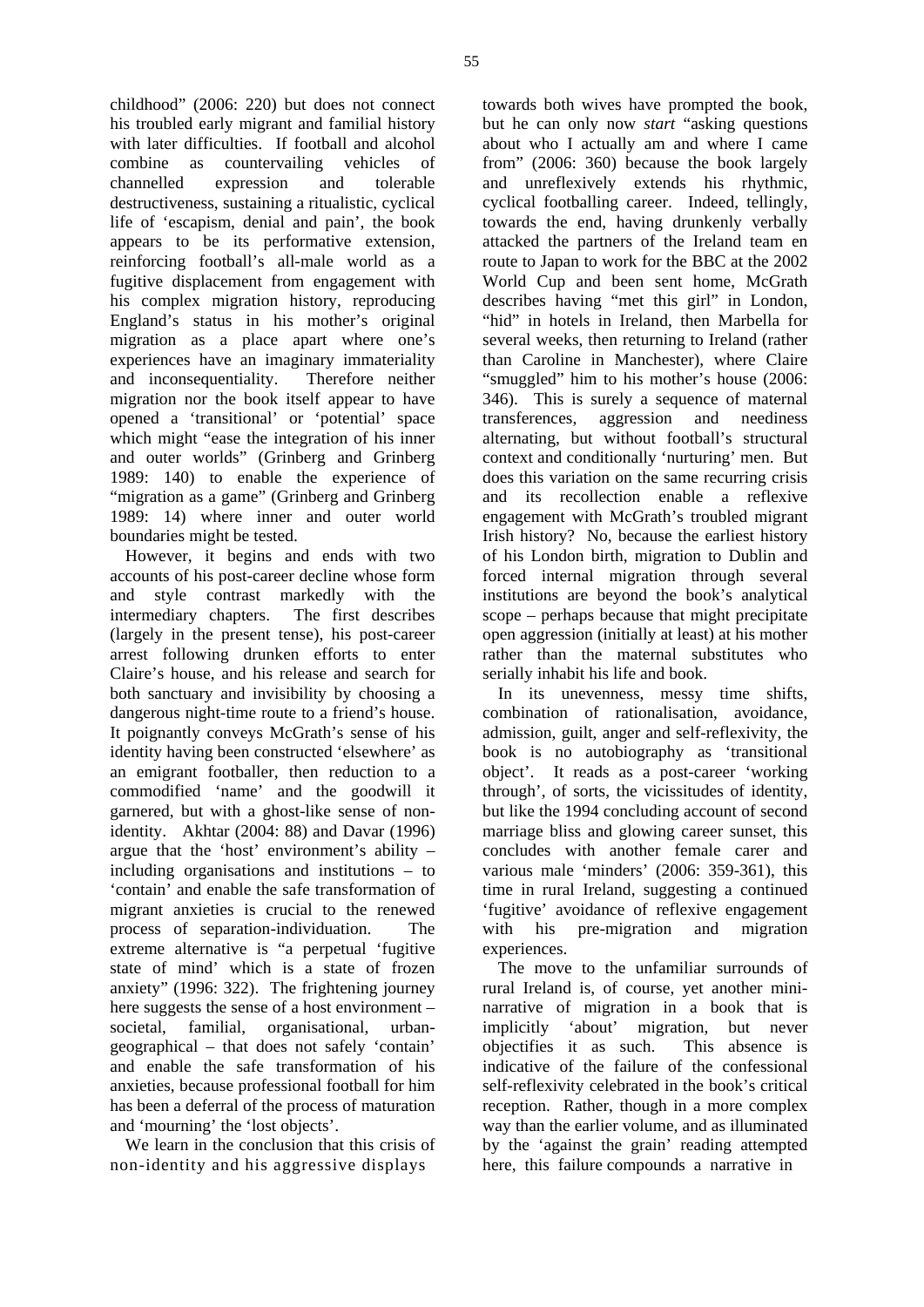childhood" (2006: 220) but does not connect his troubled early migrant and familial history with later difficulties. If football and alcohol combine as countervailing vehicles of channelled expression and tolerable destructiveness, sustaining a ritualistic, cyclical life of 'escapism, denial and pain', the book appears to be its performative extension, reinforcing football's all-male world as a fugitive displacement from engagement with his complex migration history, reproducing England's status in his mother's original migration as a place apart where one's experiences have an imaginary immateriality and inconsequentiality. Therefore neither migration nor the book itself appear to have opened a 'transitional' or 'potential' space which might "ease the integration of his inner and outer worlds" (Grinberg and Grinberg 1989: 140) to enable the experience of "migration as a game" (Grinberg and Grinberg 1989: 14) where inner and outer world boundaries might be tested.

However, it begins and ends with two accounts of his post-career decline whose form and style contrast markedly with the intermediary chapters. The first describes (largely in the present tense), his post-career arrest following drunken efforts to enter Claire's house, and his release and search for both sanctuary and invisibility by choosing a dangerous night-time route to a friend's house. It poignantly conveys McGrath's sense of his identity having been constructed 'elsewhere' as an emigrant footballer, then reduction to a commodified 'name' and the goodwill it garnered, but with a ghost-like sense of non-identity. Akhtar (2004: 88) and Davar (1996) argue that the 'host' environment's ability – including organisations and institutions – to 'contain' and enable the safe transformation of migrant anxieties is crucial to the renewed process of separation-individuation. The extreme alternative is "a perpetual 'fugitive state of mind' which is a state of frozen anxiety" (1996: 322). The frightening journey here suggests the sense of a host environment – societal, familial, organisational, urban-geographical – that does not safely 'contain' and enable the safe transformation of his anxieties, because professional football for him has been a deferral of the process of maturation and 'mourning' the 'lost objects'.

We learn in the conclusion that this crisis of non-identity and his aggressive displays towards both wives have prompted the book, but he can only now *start* "asking questions about who I actually am and where I came from" (2006: 360) because the book largely and unreflexively extends his rhythmic, cyclical footballing career. Indeed, tellingly, towards the end, having drunkenly verbally attacked the partners of the Ireland team en route to Japan to work for the BBC at the 2002 World Cup and been sent home, McGrath describes having "met this girl" in London, "hid" in hotels in Ireland, then Marbella for several weeks, then returning to Ireland (rather than Caroline in Manchester), where Claire "smuggled" him to his mother's house (2006: 346). This is surely a sequence of maternal transferences, aggression and neediness alternating, but without football's structural context and conditionally 'nurturing' men. But does this variation on the same recurring crisis and its recollection enable a reflexive engagement with McGrath's troubled migrant Irish history? No, because the earliest history of his London birth, migration to Dublin and forced internal migration through several institutions are beyond the book's analytical scope – perhaps because that might precipitate open aggression (initially at least) at his mother rather than the maternal substitutes who serially inhabit his life and book.

In its unevenness, messy time shifts, combination of rationalisation, avoidance, admission, guilt, anger and self-reflexivity, the book is no autobiography as 'transitional object'. It reads as a post-career 'working through', of sorts, the vicissitudes of identity, but like the 1994 concluding account of second marriage bliss and glowing career sunset, this concludes with another female carer and various male 'minders' (2006: 359-361), this time in rural Ireland, suggesting a continued 'fugitive' avoidance of reflexive engagement with his pre-migration and migration experiences.

The move to the unfamiliar surrounds of rural Ireland is, of course, yet another mini-narrative of migration in a book that is implicitly 'about' migration, but never objectifies it as such. This absence is indicative of the failure of the confessional self-reflexivity celebrated in the book's critical reception. Rather, though in a more complex way than the earlier volume, and as illuminated by the 'against the grain' reading attempted here, this failure compounds a narrative in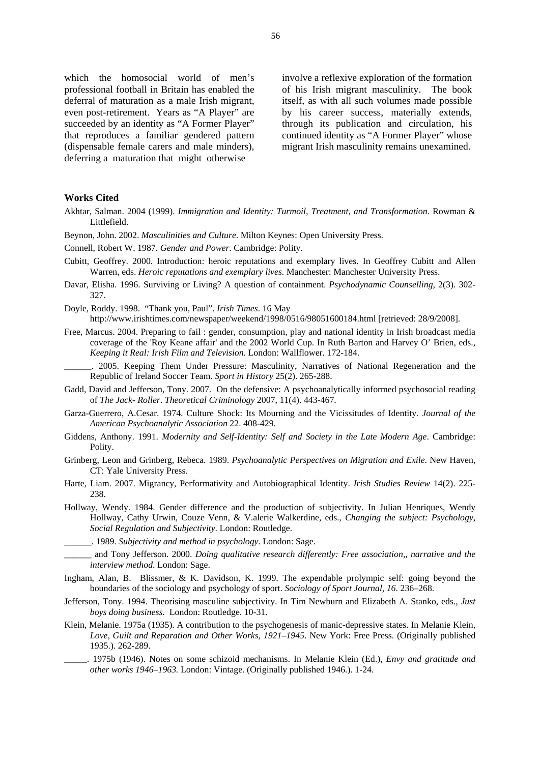which the homosocial world of men's professional football in Britain has enabled the deferral of maturation as a male Irish migrant, even post-retirement. Years as "A Player" are succeeded by an identity as "A Former Player" that reproduces a familiar gendered pattern (dispensable female carers and male minders), deferring a maturation that might otherwise involve a reflexive exploration of the formation of his Irish migrant masculinity. The book itself, as with all such volumes made possible by his career success, materially extends, through its publication and circulation, his continued identity as "A Former Player" whose migrant Irish masculinity remains unexamined.

**Works Cited**

Akhtar, Salman. 2004 (1999). *Immigration and Identity: Turmoil, Treatment, and Transformation*. Rowman & Littlefield.

Beynon, John. 2002. *Masculinities and Culture*. Milton Keynes: Open University Press.

Connell, Robert W. 1987. *Gender and Power*. Cambridge: Polity.

Cubitt, Geoffrey. 2000. Introduction: heroic reputations and exemplary lives. In Geoffrey Cubitt and Allen Warren, eds. *Heroic reputations and exemplary lives.* Manchester: Manchester University Press.

Davar, Elisha. 1996. Surviving or Living? A question of containment. *Psychodynamic Counselling*, 2(3). 302-327.

Doyle, Roddy. 1998. "Thank you, Paul". *Irish Times*. 16 May http://www.irishtimes.com/newspaper/weekend/1998/0516/98051600184.html [retrieved: 28/9/2008].

Free, Marcus. 2004. Preparing to fail : gender, consumption, play and national identity in Irish broadcast media coverage of the 'Roy Keane affair' and the 2002 World Cup. In Ruth Barton and Harvey O' Brien, eds., *Keeping it Real: Irish Film and Television.* London: Wallflower. 172-184.

______. 2005. Keeping Them Under Pressure: Masculinity, Narratives of National Regeneration and the Republic of Ireland Soccer Team. *Sport in History* 25(2). 265-288.

Gadd, David and Jefferson, Tony. 2007. On the defensive: A psychoanalytically informed psychosocial reading of *The Jack- Roller*. *Theoretical Criminology* 2007, 11(4). 443-467.

Garza-Guerrero, A.Cesar. 1974. Culture Shock: Its Mourning and the Vicissitudes of Identity. *Journal of the American Psychoanalytic Association* 22. 408-429.

Giddens, Anthony. 1991. *Modernity and Self-Identity: Self and Society in the Late Modern Age*. Cambridge: Polity.

Grinberg, Leon and Grinberg, Rebeca. 1989. *Psychoanalytic Perspectives on Migration and Exile*. New Haven, CT: Yale University Press.

Harte, Liam. 2007. Migrancy, Performativity and Autobiographical Identity. *Irish Studies Review* 14(2). 225-238.

Hollway, Wendy. 1984. Gender difference and the production of subjectivity. In Julian Henriques, Wendy Hollway, Cathy Urwin, Couze Venn, & V.alerie Walkerdine, eds., *Changing the subject: Psychology, Social Regulation and Subjectivity*. London: Routledge.

______. 1989. *Subjectivity and method in psychology*. London: Sage.

______ and Tony Jefferson. 2000. *Doing qualitative research differently: Free association,, narrative and the interview method*. London: Sage.

Ingham, Alan, B. Blissmer, & K. Davidson, K. 1999. The expendable prolympic self: going beyond the boundaries of the sociology and psychology of sport. *Sociology of Sport Journal, 16*. 236–268.

Jefferson, Tony. 1994. Theorising masculine subjectivity. In Tim Newburn and Elizabeth A. Stanko, eds., *Just boys doing business.* London: Routledge. 10-31.

Klein, Melanie. 1975a (1935). A contribution to the psychogenesis of manic-depressive states. In Melanie Klein, *Love, Guilt and Reparation and Other Works, 1921–1945*. New York: Free Press. (Originally published 1935.). 262-289.

_____. 1975b (1946). Notes on some schizoid mechanisms. In Melanie Klein (Ed.), *Envy and gratitude and other works 1946–1963.* London: Vintage. (Originally published 1946.). 1-24.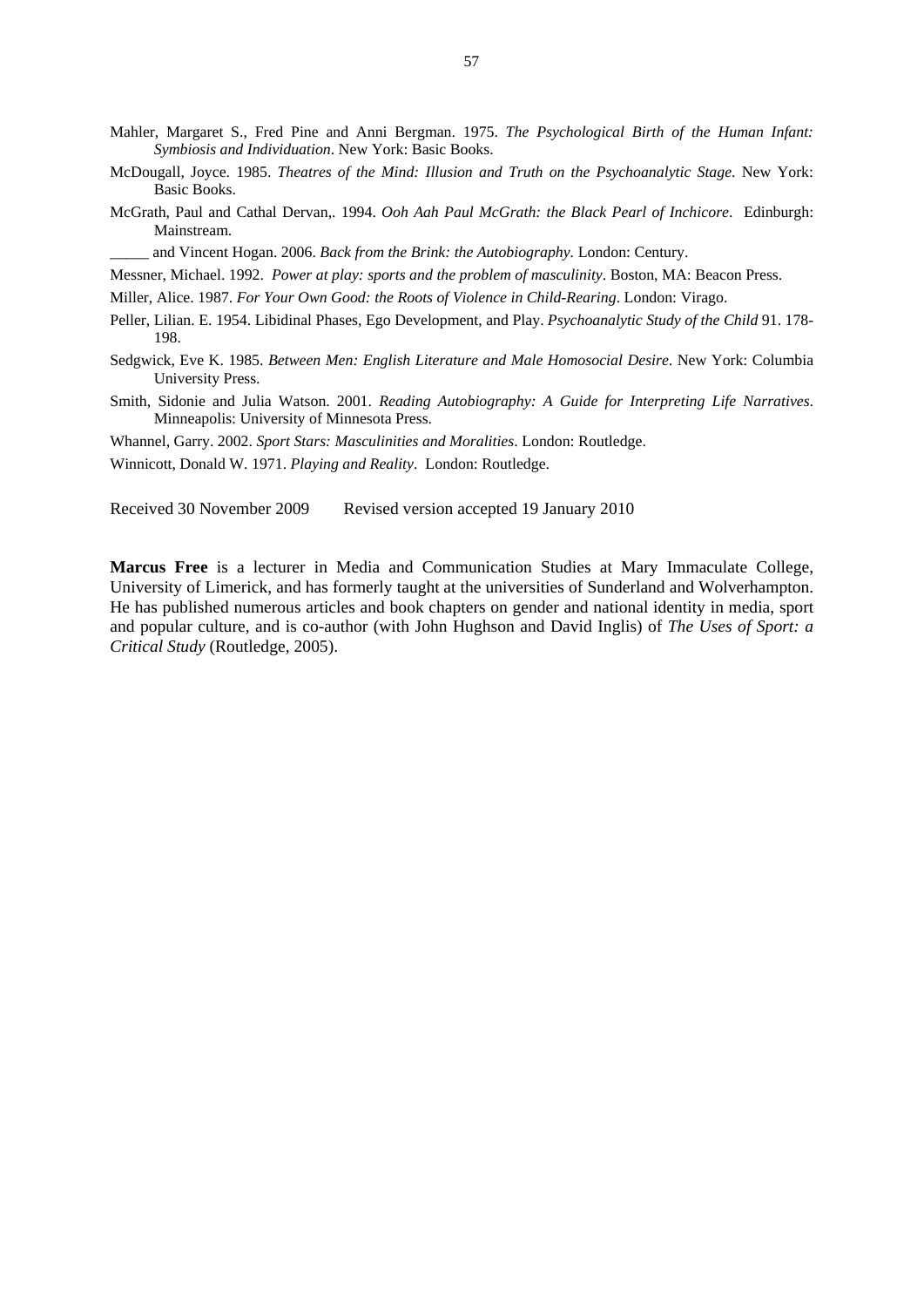Mahler, Margaret S., Fred Pine and Anni Bergman. 1975. *The Psychological Birth of the Human Infant: Symbiosis and Individuation*. New York: Basic Books.

McDougall, Joyce. 1985. *Theatres of the Mind: Illusion and Truth on the Psychoanalytic Stage*. New York: Basic Books.

McGrath, Paul and Cathal Dervan,. 1994. *Ooh Aah Paul McGrath: the Black Pearl of Inchicore*. Edinburgh: Mainstream.

_____ and Vincent Hogan. 2006. *Back from the Brink: the Autobiography*. London: Century.

Messner, Michael. 1992. *Power at play: sports and the problem of masculinity*. Boston, MA: Beacon Press.

Miller, Alice. 1987. *For Your Own Good: the Roots of Violence in Child-Rearing*. London: Virago.

Peller, Lilian. E. 1954. Libidinal Phases, Ego Development, and Play. *Psychoanalytic Study of the Child* 91. 178-198.

Sedgwick, Eve K. 1985. *Between Men: English Literature and Male Homosocial Desire*. New York: Columbia University Press.

Smith, Sidonie and Julia Watson. 2001. *Reading Autobiography: A Guide for Interpreting Life Narratives*. Minneapolis: University of Minnesota Press.

Whannel, Garry. 2002. *Sport Stars: Masculinities and Moralities*. London: Routledge.

Winnicott, Donald W. 1971. *Playing and Reality*. London: Routledge.

Received 30 November 2009 Revised version accepted 19 January 2010

**Marcus Free** is a lecturer in Media and Communication Studies at Mary Immaculate College, University of Limerick, and has formerly taught at the universities of Sunderland and Wolverhampton. He has published numerous articles and book chapters on gender and national identity in media, sport and popular culture, and is co-author (with John Hughson and David Inglis) of *The Uses of Sport: a Critical Study* (Routledge, 2005).